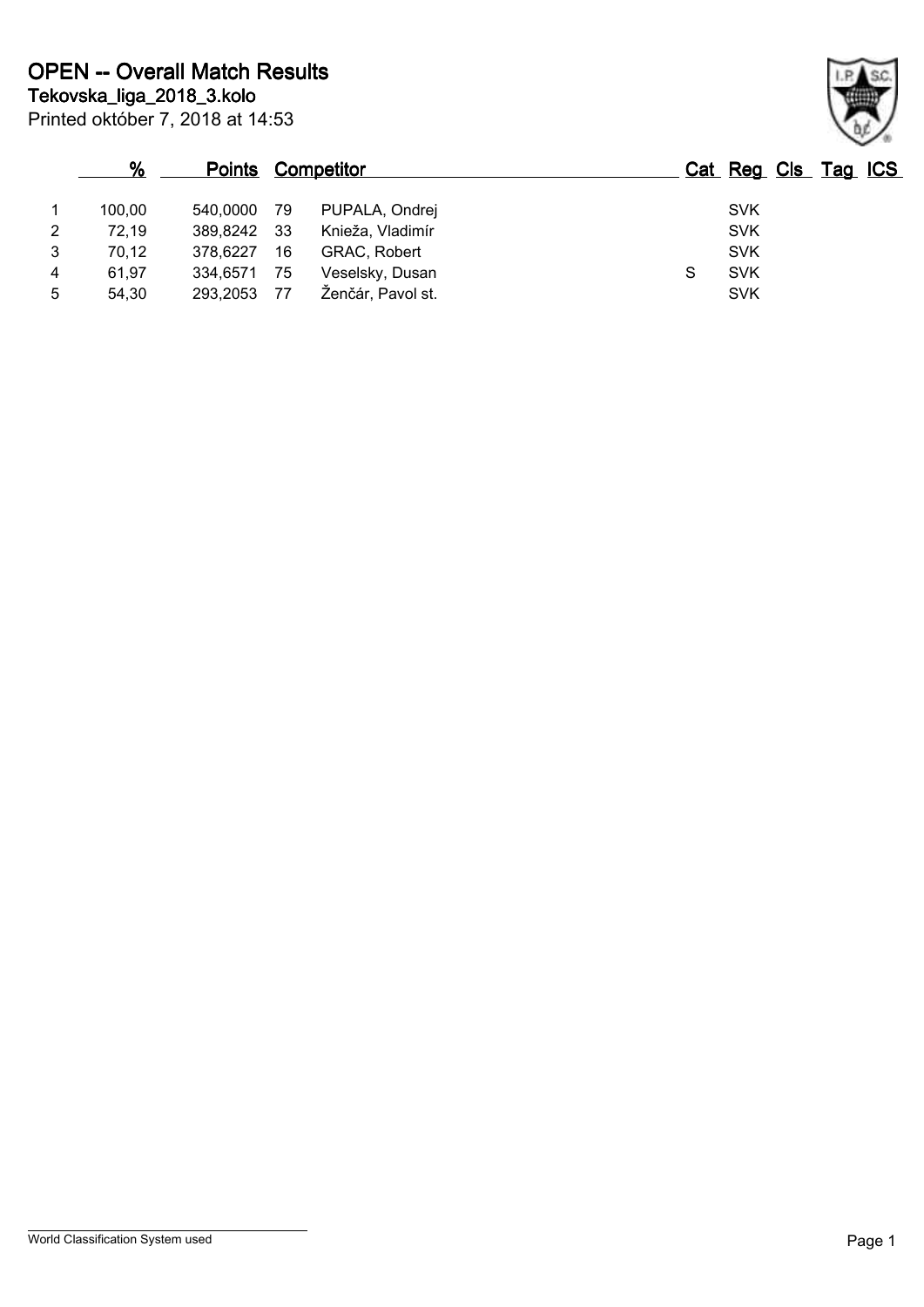# OPEN -- Overall Match Results

**Tekovska_liga_2018_3.kolo**

Printed október 7, 2018 at 14:53

| | % | Points | | Competitor | Cat | Reg | Cls | Tag | ICS |
|---|---|---|---|---|---|---|---|---|---|
| 1 | 100,00 | 540,0000 | 79 | PUPALA, Ondrej | | SVK | | | |
| 2 | 72,19 | 389,8242 | 33 | Knieža, Vladimír | | SVK | | | |
| 3 | 70,12 | 378,6227 | 16 | GRAC, Robert | | SVK | | | |
| 4 | 61,97 | 334,6571 | 75 | Veselsky, Dusan | S | SVK | | | |
| 5 | 54,30 | 293,2053 | 77 | Ženčár, Pavol st. | | SVK | | | |

World Classification System used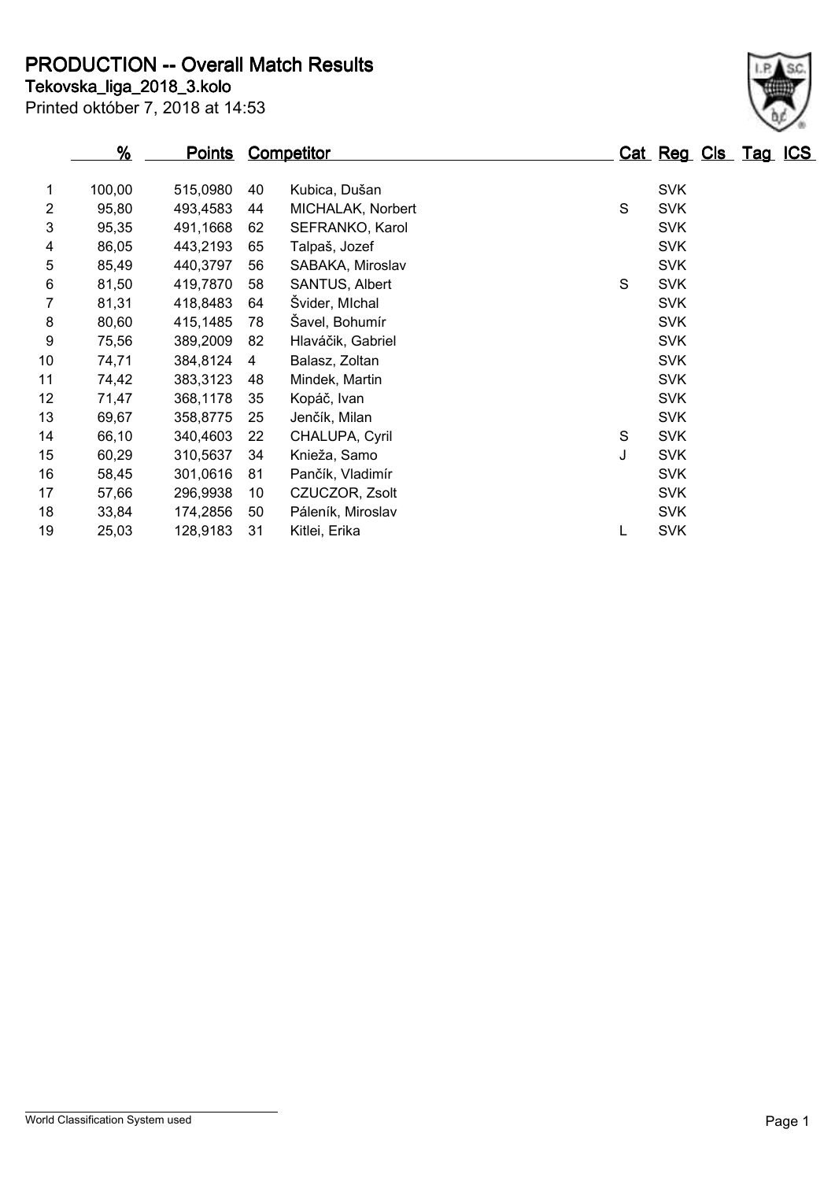# PRODUCTION -- Overall Match Results

**Tekovska_liga_2018_3.kolo**

Printed október 7, 2018 at 14:53

| | % | Points | Competitor | | Cat | Reg | Cls | Tag | ICS |
|---|---|---|---|---|---|---|---|---|---|
| 1 | 100,00 | 515,0980 | 40 | Kubica, Dušan | | SVK | | | |
| 2 | 95,80 | 493,4583 | 44 | MICHALAK, Norbert | S | SVK | | | |
| 3 | 95,35 | 491,1668 | 62 | SEFRANKO, Karol | | SVK | | | |
| 4 | 86,05 | 443,2193 | 65 | Talpaš, Jozef | | SVK | | | |
| 5 | 85,49 | 440,3797 | 56 | SABAKA, Miroslav | | SVK | | | |
| 6 | 81,50 | 419,7870 | 58 | SANTUS, Albert | S | SVK | | | |
| 7 | 81,31 | 418,8483 | 64 | Švider, MIchal | | SVK | | | |
| 8 | 80,60 | 415,1485 | 78 | Šavel, Bohumír | | SVK | | | |
| 9 | 75,56 | 389,2009 | 82 | Hlaváčik, Gabriel | | SVK | | | |
| 10 | 74,71 | 384,8124 | 4 | Balasz, Zoltan | | SVK | | | |
| 11 | 74,42 | 383,3123 | 48 | Mindek, Martin | | SVK | | | |
| 12 | 71,47 | 368,1178 | 35 | Kopáč, Ivan | | SVK | | | |
| 13 | 69,67 | 358,8775 | 25 | Jenčík, Milan | | SVK | | | |
| 14 | 66,10 | 340,4603 | 22 | CHALUPA, Cyril | S | SVK | | | |
| 15 | 60,29 | 310,5637 | 34 | Knieža, Samo | J | SVK | | | |
| 16 | 58,45 | 301,0616 | 81 | Pančík, Vladimír | | SVK | | | |
| 17 | 57,66 | 296,9938 | 10 | CZUCZOR, Zsolt | | SVK | | | |
| 18 | 33,84 | 174,2856 | 50 | Páleník, Miroslav | | SVK | | | |
| 19 | 25,03 | 128,9183 | 31 | Kitlei, Erika | L | SVK | | | |

World Classification System used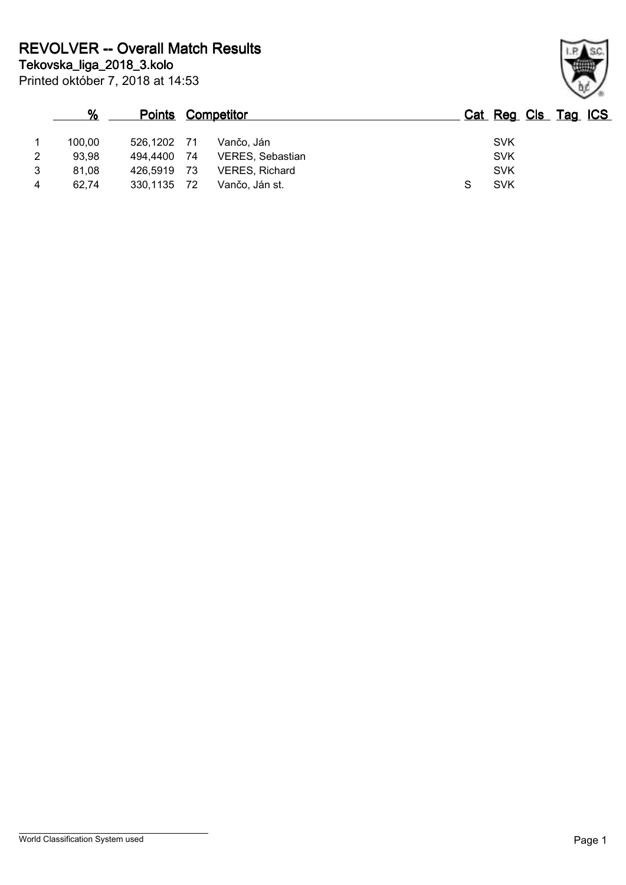# REVOLVER -- Overall Match Results

**Tekovska_liga_2018_3.kolo**

Printed október 7, 2018 at 14:53

| | % | Points | | Competitor | Cat | Reg | Cls | Tag | ICS |
|---|---|---|---|---|---|---|---|---|---|
| 1 | 100,00 | 526,1202 | 71 | Vančo, Ján | | SVK | | | |
| 2 | 93,98 | 494,4400 | 74 | VERES, Sebastian | | SVK | | | |
| 3 | 81,08 | 426,5919 | 73 | VERES, Richard | | SVK | | | |
| 4 | 62,74 | 330,1135 | 72 | Vančo, Ján st. | S | SVK | | | |

World Classification System used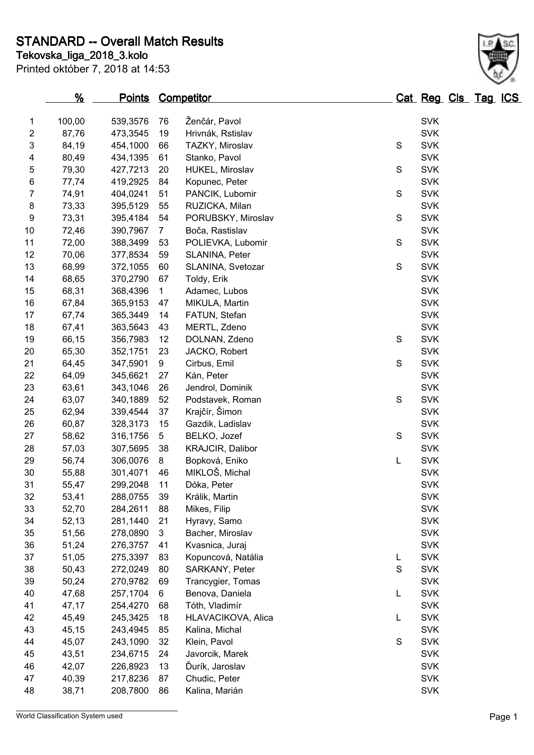# STANDARD -- Overall Match Results

**Tekovska_liga_2018_3.kolo**

Printed október 7, 2018 at 14:53

| | % | Points | Competitor | | Cat | Reg | Cls | Tag | ICS |
|---|---|---|---|---|---|---|---|---|---|
| 1 | 100,00 | 539,3576 | 76 | Ženčár, Pavol | | SVK | | | |
| 2 | 87,76 | 473,3545 | 19 | Hrivnák, Rstislav | | SVK | | | |
| 3 | 84,19 | 454,1000 | 66 | TAZKY, Miroslav | S | SVK | | | |
| 4 | 80,49 | 434,1395 | 61 | Stanko, Pavol | | SVK | | | |
| 5 | 79,30 | 427,7213 | 20 | HUKEL, Miroslav | S | SVK | | | |
| 6 | 77,74 | 419,2925 | 84 | Kopunec, Peter | | SVK | | | |
| 7 | 74,91 | 404,0241 | 51 | PANCIK, Lubomir | S | SVK | | | |
| 8 | 73,33 | 395,5129 | 55 | RUZICKA, Milan | | SVK | | | |
| 9 | 73,31 | 395,4184 | 54 | PORUBSKY, Miroslav | S | SVK | | | |
| 10 | 72,46 | 390,7967 | 7 | Boča, Rastislav | | SVK | | | |
| 11 | 72,00 | 388,3499 | 53 | POLIEVKA, Lubomir | S | SVK | | | |
| 12 | 70,06 | 377,8534 | 59 | SLANINA, Peter | | SVK | | | |
| 13 | 68,99 | 372,1055 | 60 | SLANINA, Svetozar | S | SVK | | | |
| 14 | 68,65 | 370,2790 | 67 | Toldy, Erik | | SVK | | | |
| 15 | 68,31 | 368,4396 | 1 | Adamec, Lubos | | SVK | | | |
| 16 | 67,84 | 365,9153 | 47 | MIKULA, Martin | | SVK | | | |
| 17 | 67,74 | 365,3449 | 14 | FATUN, Stefan | | SVK | | | |
| 18 | 67,41 | 363,5643 | 43 | MERTL, Zdeno | | SVK | | | |
| 19 | 66,15 | 356,7983 | 12 | DOLNAN, Zdeno | S | SVK | | | |
| 20 | 65,30 | 352,1751 | 23 | JACKO, Robert | | SVK | | | |
| 21 | 64,45 | 347,5901 | 9 | Cirbus, Emil | S | SVK | | | |
| 22 | 64,09 | 345,6621 | 27 | Kán, Peter | | SVK | | | |
| 23 | 63,61 | 343,1046 | 26 | Jendrol, Dominik | | SVK | | | |
| 24 | 63,07 | 340,1889 | 52 | Podstavek, Roman | S | SVK | | | |
| 25 | 62,94 | 339,4544 | 37 | Krajčír, Šimon | | SVK | | | |
| 26 | 60,87 | 328,3173 | 15 | Gazdik, Ladislav | | SVK | | | |
| 27 | 58,62 | 316,1756 | 5 | BELKO, Jozef | S | SVK | | | |
| 28 | 57,03 | 307,5695 | 38 | KRAJCIR, Dalibor | | SVK | | | |
| 29 | 56,74 | 306,0076 | 8 | Bopková, Eniko | L | SVK | | | |
| 30 | 55,88 | 301,4071 | 46 | MIKLOŠ, Michal | | SVK | | | |
| 31 | 55,47 | 299,2048 | 11 | Dóka, Peter | | SVK | | | |
| 32 | 53,41 | 288,0755 | 39 | Králik, Martin | | SVK | | | |
| 33 | 52,70 | 284,2611 | 88 | Mikes, Filip | | SVK | | | |
| 34 | 52,13 | 281,1440 | 21 | Hyravy, Samo | | SVK | | | |
| 35 | 51,56 | 278,0890 | 3 | Bacher, Miroslav | | SVK | | | |
| 36 | 51,24 | 276,3757 | 41 | Kvasnica, Juraj | | SVK | | | |
| 37 | 51,05 | 275,3397 | 83 | Kopuncová, Natália | L | SVK | | | |
| 38 | 50,43 | 272,0249 | 80 | SARKANY, Peter | S | SVK | | | |
| 39 | 50,24 | 270,9782 | 69 | Trancygier, Tomas | | SVK | | | |
| 40 | 47,68 | 257,1704 | 6 | Benova, Daniela | L | SVK | | | |
| 41 | 47,17 | 254,4270 | 68 | Tóth, Vladimír | | SVK | | | |
| 42 | 45,49 | 245,3425 | 18 | HLAVACIKOVA, Alica | L | SVK | | | |
| 43 | 45,15 | 243,4945 | 85 | Kalina, Michal | | SVK | | | |
| 44 | 45,07 | 243,1090 | 32 | Klein, Pavol | S | SVK | | | |
| 45 | 43,51 | 234,6715 | 24 | Javorcik, Marek | | SVK | | | |
| 46 | 42,07 | 226,8923 | 13 | Ďurík, Jaroslav | | SVK | | | |
| 47 | 40,39 | 217,8236 | 87 | Chudic, Peter | | SVK | | | |
| 48 | 38,71 | 208,7800 | 86 | Kalina, Marián | | SVK | | | |

World Classification System used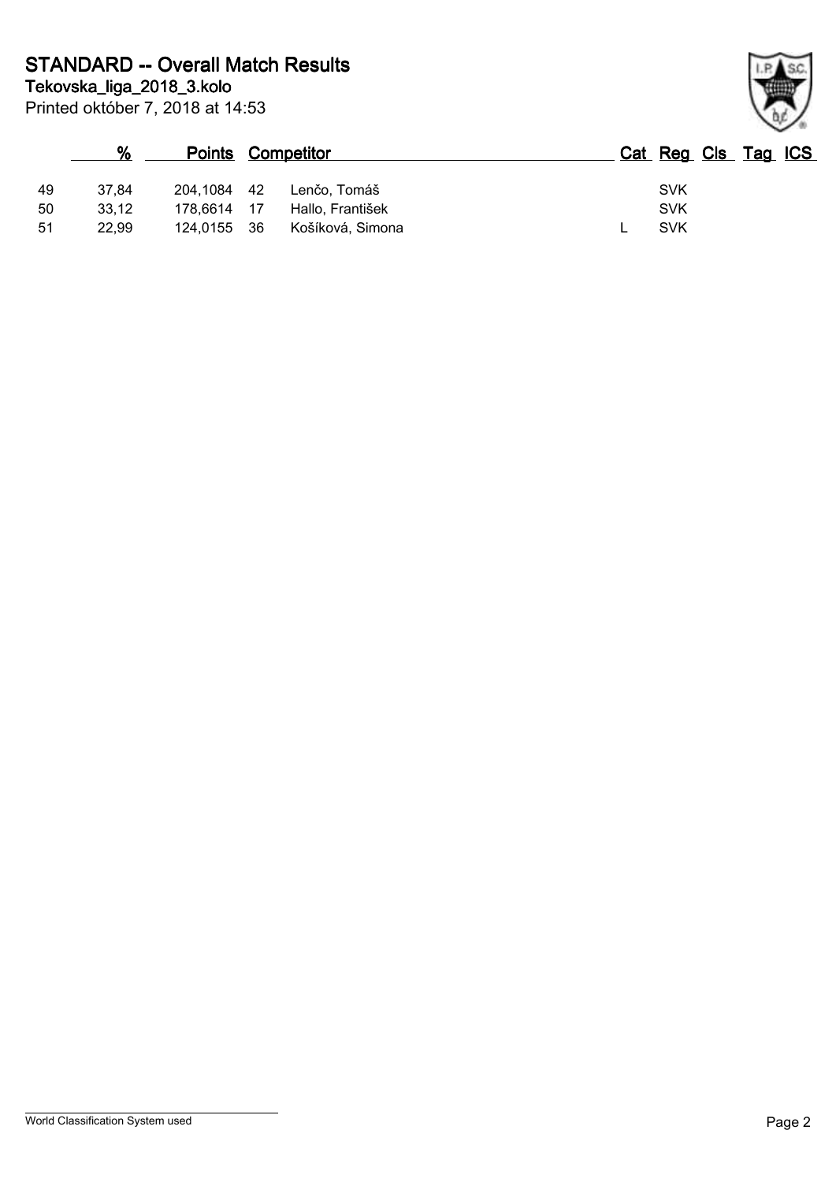# STANDARD -- Overall Match Results

**Tekovska_liga_2018_3.kolo**

Printed október 7, 2018 at 14:53

| | % | Points | | Competitor | Cat | Reg | Cls | Tag | ICS |
|---|---|---|---|---|---|---|---|---|---|
| 49 | 37,84 | 204,1084 | 42 | Lenčo, Tomáš | | SVK | | | |
| 50 | 33,12 | 178,6614 | 17 | Hallo, František | | SVK | | | |
| 51 | 22,99 | 124,0155 | 36 | Košíková, Simona | L | SVK | | | |

World Classification System used